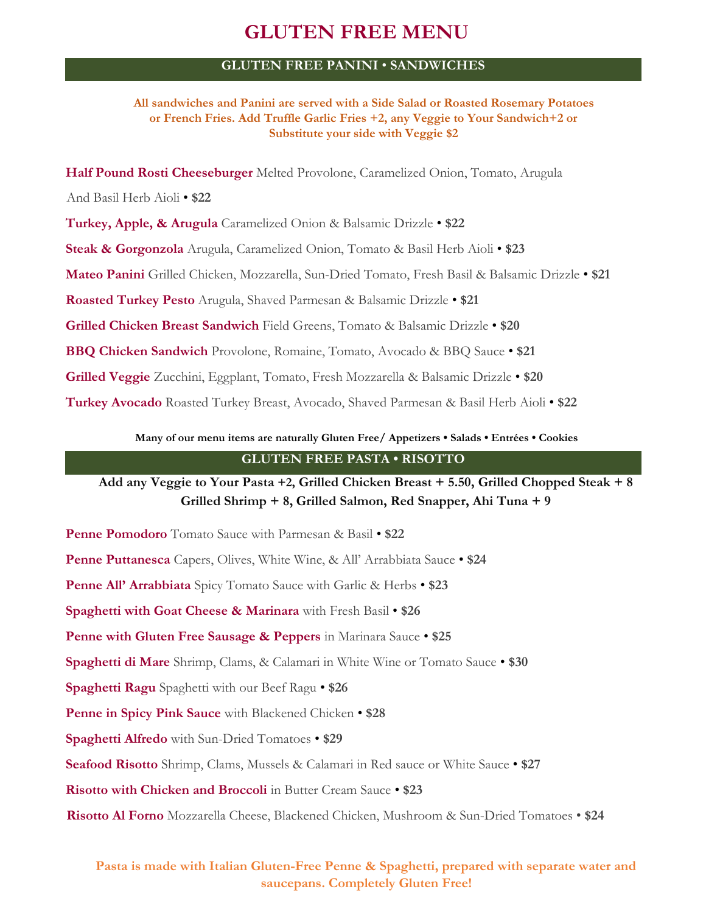# GLUTEN FREE MENU

## GLUTEN FREE PANINI • SANDWICHES

**All sandwiches and Panini are served with a Side Salad or Roasted Rosemary Potatoes or French Fries. Add Truffle Garlic Fries +2, any Veggie to Your Sandwich+2 or Substitute your side with Veggie $2**

**Half Pound Rosti Cheeseburger** Melted Provolone, Caramelized Onion, Tomato, Arugula And Basil Herb Aioli • **$22**

**Turkey, Apple, & Arugula** Caramelized Onion & Balsamic Drizzle • **$22**

**Steak & Gorgonzola** Arugula, Caramelized Onion, Tomato & Basil Herb Aioli • **$23**

**Mateo Panini** Grilled Chicken, Mozzarella, Sun-Dried Tomato, Fresh Basil & Balsamic Drizzle • **$21**

**Roasted Turkey Pesto** Arugula, Shaved Parmesan & Balsamic Drizzle • **$21**

**Grilled Chicken Breast Sandwich** Field Greens, Tomato & Balsamic Drizzle • **$20**

**BBQ Chicken Sandwich** Provolone, Romaine, Tomato, Avocado & BBQ Sauce • **$21**

**Grilled Veggie** Zucchini, Eggplant, Tomato, Fresh Mozzarella & Balsamic Drizzle • **$20**

**Turkey Avocado** Roasted Turkey Breast, Avocado, Shaved Parmesan & Basil Herb Aioli • **$22**

**Many of our menu items are naturally Gluten Free/ Appetizers • Salads • Entrées • Cookies**

## GLUTEN FREE PASTA • RISOTTO

**Add any Veggie to Your Pasta +2, Grilled Chicken Breast + 5.50, Grilled Chopped Steak + 8 Grilled Shrimp + 8, Grilled Salmon, Red Snapper, Ahi Tuna + 9**

**Penne Pomodoro** Tomato Sauce with Parmesan & Basil • **$22**

**Penne Puttanesca** Capers, Olives, White Wine, & All' Arrabbiata Sauce • **$24**

**Penne All' Arrabbiata** Spicy Tomato Sauce with Garlic & Herbs • **$23**

**Spaghetti with Goat Cheese & Marinara** with Fresh Basil • **$26**

**Penne with Gluten Free Sausage & Peppers** in Marinara Sauce • **$25**

**Spaghetti di Mare** Shrimp, Clams, & Calamari in White Wine or Tomato Sauce • **$30**

**Spaghetti Ragu** Spaghetti with our Beef Ragu • **$26**

**Penne in Spicy Pink Sauce** with Blackened Chicken • **$28**

**Spaghetti Alfredo** with Sun-Dried Tomatoes • **$29**

**Seafood Risotto** Shrimp, Clams, Mussels & Calamari in Red sauce or White Sauce • **$27**

**Risotto with Chicken and Broccoli** in Butter Cream Sauce • **$23**

**Risotto Al Forno** Mozzarella Cheese, Blackened Chicken, Mushroom & Sun-Dried Tomatoes • **$24**

**Pasta is made with Italian Gluten-Free Penne & Spaghetti, prepared with separate water and saucepans. Completely Gluten Free!**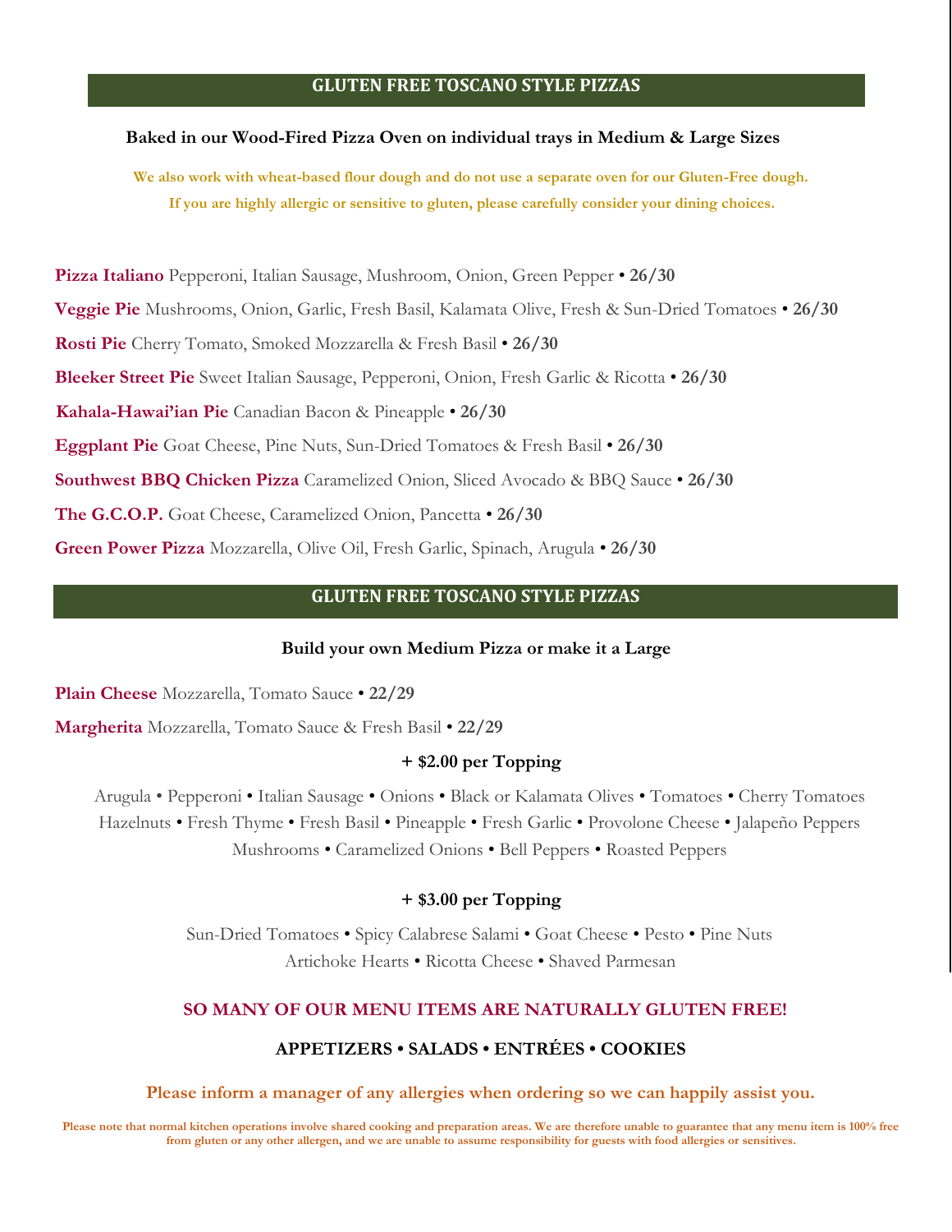## GLUTEN FREE TOSCANO STYLE PIZZAS

**Baked in our Wood-Fired Pizza Oven on individual trays in Medium & Large Sizes**

**We also work with wheat-based flour dough and do not use a separate oven for our Gluten-Free dough.**
**If you are highly allergic or sensitive to gluten, please carefully consider your dining choices.**

**Pizza Italiano** Pepperoni, Italian Sausage, Mushroom, Onion, Green Pepper • **26/30**

**Veggie Pie** Mushrooms, Onion, Garlic, Fresh Basil, Kalamata Olive, Fresh & Sun-Dried Tomatoes • **26/30**

**Rosti Pie** Cherry Tomato, Smoked Mozzarella & Fresh Basil • **26/30**

**Bleeker Street Pie** Sweet Italian Sausage, Pepperoni, Onion, Fresh Garlic & Ricotta • **26/30**

**Kahala-Hawai'ian Pie** Canadian Bacon & Pineapple • **26/30**

**Eggplant Pie** Goat Cheese, Pine Nuts, Sun-Dried Tomatoes & Fresh Basil • **26/30**

**Southwest BBQ Chicken Pizza** Caramelized Onion, Sliced Avocado & BBQ Sauce • **26/30**

**The G.C.O.P.** Goat Cheese, Caramelized Onion, Pancetta • **26/30**

**Green Power Pizza** Mozzarella, Olive Oil, Fresh Garlic, Spinach, Arugula • **26/30**

## GLUTEN FREE TOSCANO STYLE PIZZAS

**Build your own Medium Pizza or make it a Large**

**Plain Cheese** Mozzarella, Tomato Sauce • **22/29**

**Margherita** Mozzarella, Tomato Sauce & Fresh Basil • **22/29**

**+ $2.00 per Topping**

Arugula • Pepperoni • Italian Sausage • Onions • Black or Kalamata Olives • Tomatoes • Cherry Tomatoes
Hazelnuts • Fresh Thyme • Fresh Basil • Pineapple • Fresh Garlic • Provolone Cheese • Jalapeño Peppers
Mushrooms • Caramelized Onions • Bell Peppers • Roasted Peppers

**+ $3.00 per Topping**

Sun-Dried Tomatoes • Spicy Calabrese Salami • Goat Cheese • Pesto • Pine Nuts
Artichoke Hearts • Ricotta Cheese • Shaved Parmesan

**SO MANY OF OUR MENU ITEMS ARE NATURALLY GLUTEN FREE!**

**APPETIZERS • SALADS • ENTRÉES • COOKIES**

**Please inform a manager of any allergies when ordering so we can happily assist you.**

**Please note that normal kitchen operations involve shared cooking and preparation areas. We are therefore unable to guarantee that any menu item is 100% free from gluten or any other allergen, and we are unable to assume responsibility for guests with food allergies or sensitives.**